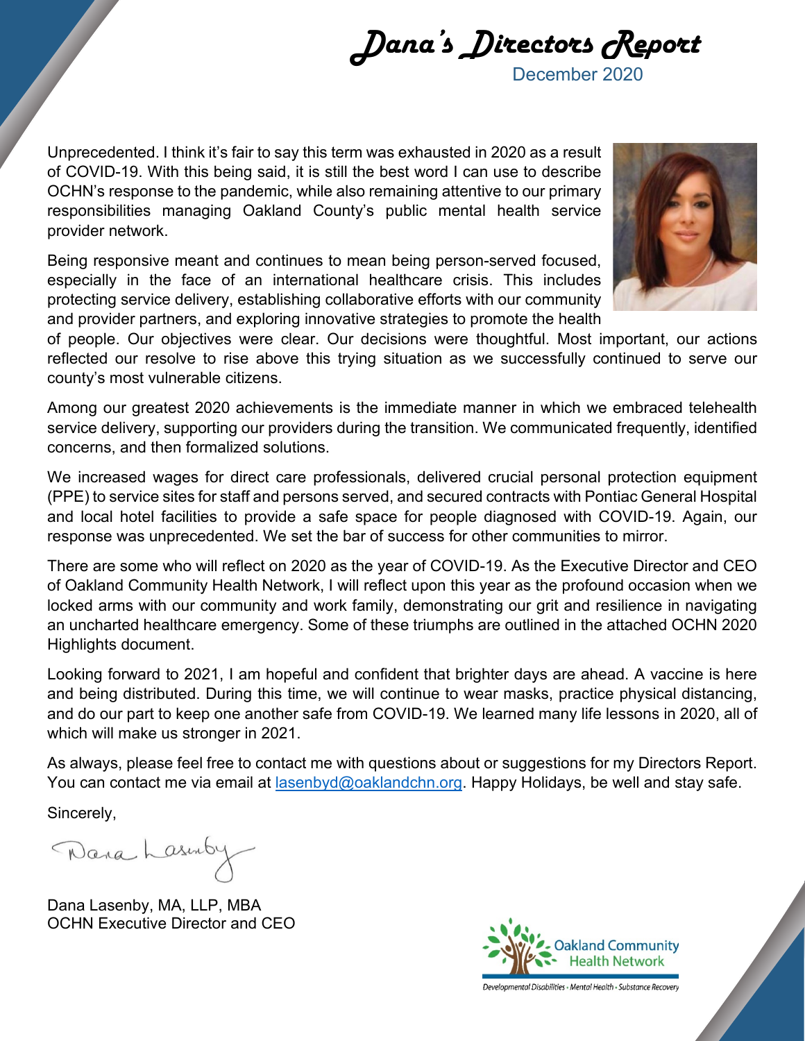# *Dana's Directors Report*

December 2020

Unprecedented. I think it's fair to say this term was exhausted in 2020 as a result of COVID-19. With this being said, it is still the best word I can use to describe OCHN's response to the pandemic, while also remaining attentive to our primary responsibilities managing Oakland County's public mental health service provider network.

Being responsive meant and continues to mean being person-served focused, especially in the face of an international healthcare crisis. This includes protecting service delivery, establishing collaborative efforts with our community and provider partners, and exploring innovative strategies to promote the health of people. Our objectives were clear. Our decisions were thoughtful. Most important, our actions reflected our resolve to rise above this trying situation as we successfully continued to serve our county's most vulnerable citizens.

Among our greatest 2020 achievements is the immediate manner in which we embraced telehealth service delivery, supporting our providers during the transition. We communicated frequently, identified concerns, and then formalized solutions.

We increased wages for direct care professionals, delivered crucial personal protection equipment (PPE) to service sites for staff and persons served, and secured contracts with Pontiac General Hospital and local hotel facilities to provide a safe space for people diagnosed with COVID-19. Again, our response was unprecedented. We set the bar of success for other communities to mirror.

There are some who will reflect on 2020 as the year of COVID-19. As the Executive Director and CEO of Oakland Community Health Network, I will reflect upon this year as the profound occasion when we locked arms with our community and work family, demonstrating our grit and resilience in navigating an uncharted healthcare emergency. Some of these triumphs are outlined in the attached OCHN 2020 Highlights document.

Looking forward to 2021, I am hopeful and confident that brighter days are ahead. A vaccine is here and being distributed. During this time, we will continue to wear masks, practice physical distancing, and do our part to keep one another safe from COVID-19. We learned many life lessons in 2020, all of which will make us stronger in 2021.

As always, please feel free to contact me with questions about or suggestions for my Directors Report. You can contact me via email at lasenbyd@oaklandchn.org. Happy Holidays, be well and stay safe.

Sincerely,

Dana Lasenby

Dana Lasenby, MA, LLP, MBA
OCHN Executive Director and CEO

Oakland Community Health Network
Developmental Disabilities • Mental Health • Substance Recovery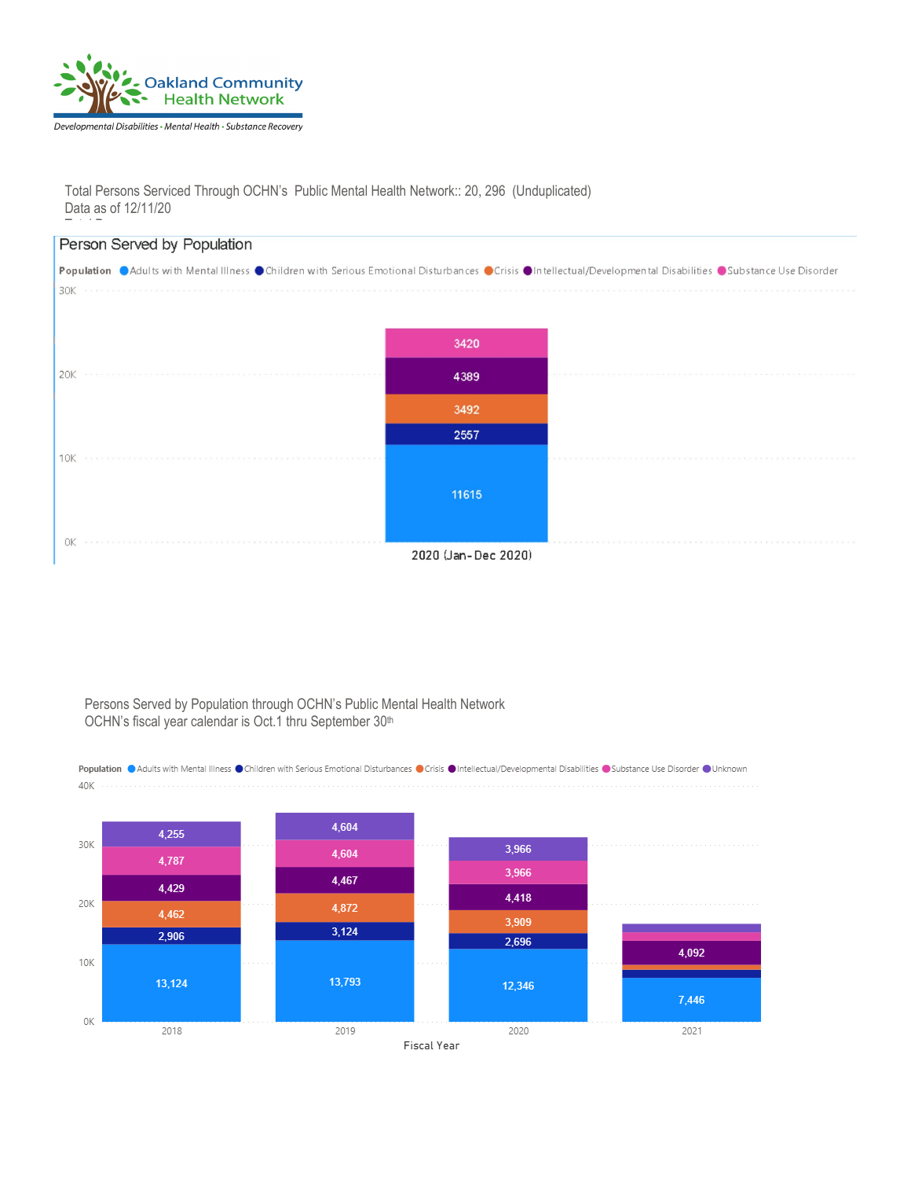Oakland Community Health Network

*Developmental Disabilities • Mental Health • Substance Recovery*

Total Persons Serviced Through OCHN's Public Mental Health Network:: 20, 296 (Unduplicated)
Data as of 12/11/20

## Person Served by Population

Population: Adults with Mental Illness, Children with Serious Emotional Disturbances, Crisis, Intellectual/Developmental Disabilities, Substance Use Disorder

| Population | 2020 (Jan-Dec 2020) |
| --- | --- |
| Adults with Mental Illness | 11615 |
| Children with Serious Emotional Disturbances | 2557 |
| Crisis | 3492 |
| Intellectual/Developmental Disabilities | 4389 |
| Substance Use Disorder | 3420 |

Persons Served by Population through OCHN's Public Mental Health Network
OCHN's fiscal year calendar is Oct.1 thru September 30th

Population: Adults with Mental Illness, Children with Serious Emotional Disturbances, Crisis, Intellectual/Developmental Disabilities, Substance Use Disorder, Unknown

| Population | 2018 | 2019 | 2020 | 2021 |
| --- | --- | --- | --- | --- |
| Adults with Mental Illness | 13,124 | 13,793 | 12,346 | 7,446 |
| Children with Serious Emotional Disturbances | 2,906 | 3,124 | 2,696 | |
| Crisis | 4,462 | 4,872 | 3,909 | |
| Intellectual/Developmental Disabilities | 4,429 | 4,467 | 4,418 | 4,092 |
| Substance Use Disorder | 4,787 | 4,604 | 3,966 | |
| Unknown | 4,255 | 4,604 | 3,966 | |

Fiscal Year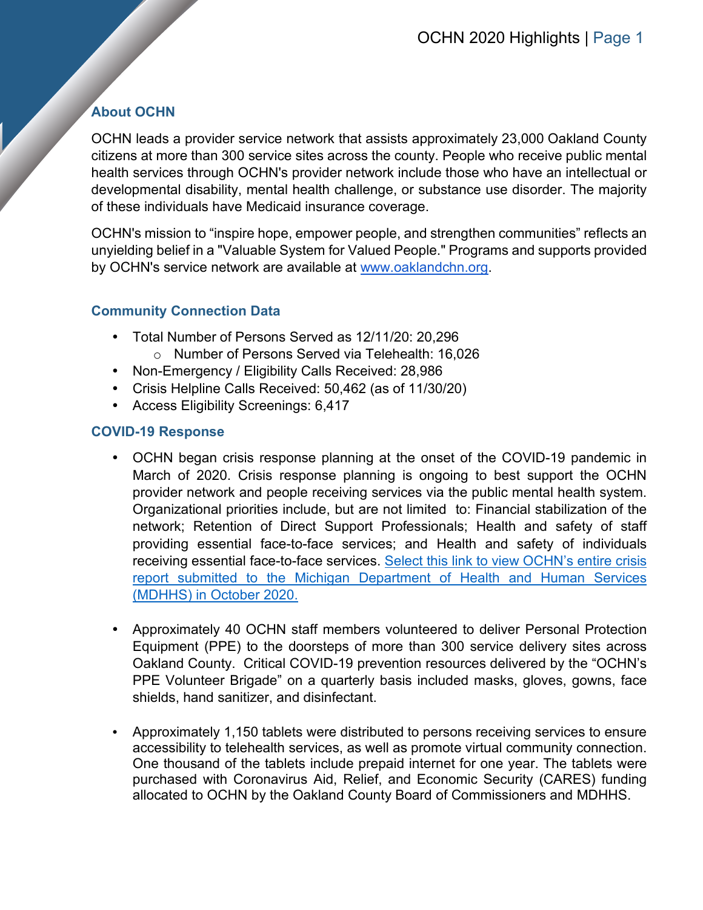## About OCHN

OCHN leads a provider service network that assists approximately 23,000 Oakland County citizens at more than 300 service sites across the county. People who receive public mental health services through OCHN's provider network include those who have an intellectual or developmental disability, mental health challenge, or substance use disorder. The majority of these individuals have Medicaid insurance coverage.

OCHN's mission to "inspire hope, empower people, and strengthen communities" reflects an unyielding belief in a "Valuable System for Valued People." Programs and supports provided by OCHN's service network are available at [www.oaklandchn.org](http://www.oaklandchn.org).

## Community Connection Data

- Total Number of Persons Served as 12/11/20: 20,296
  - Number of Persons Served via Telehealth: 16,026
- Non-Emergency / Eligibility Calls Received: 28,986
- Crisis Helpline Calls Received: 50,462 (as of 11/30/20)
- Access Eligibility Screenings: 6,417

## COVID-19 Response

- OCHN began crisis response planning at the onset of the COVID-19 pandemic in March of 2020. Crisis response planning is ongoing to best support the OCHN provider network and people receiving services via the public mental health system. Organizational priorities include, but are not limited to: Financial stabilization of the network; Retention of Direct Support Professionals; Health and safety of staff providing essential face-to-face services; and Health and safety of individuals receiving essential face-to-face services. Select this link to view OCHN's entire crisis report submitted to the Michigan Department of Health and Human Services (MDHHS) in October 2020.

- Approximately 40 OCHN staff members volunteered to deliver Personal Protection Equipment (PPE) to the doorsteps of more than 300 service delivery sites across Oakland County. Critical COVID-19 prevention resources delivered by the "OCHN's PPE Volunteer Brigade" on a quarterly basis included masks, gloves, gowns, face shields, hand sanitizer, and disinfectant.

- Approximately 1,150 tablets were distributed to persons receiving services to ensure accessibility to telehealth services, as well as promote virtual community connection. One thousand of the tablets include prepaid internet for one year. The tablets were purchased with Coronavirus Aid, Relief, and Economic Security (CARES) funding allocated to OCHN by the Oakland County Board of Commissioners and MDHHS.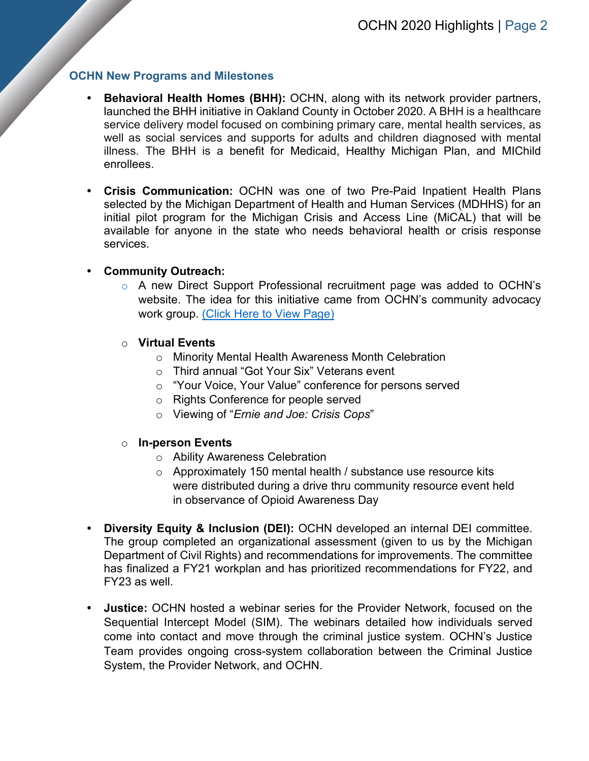## OCHN New Programs and Milestones

- **Behavioral Health Homes (BHH):** OCHN, along with its network provider partners, launched the BHH initiative in Oakland County in October 2020. A BHH is a healthcare service delivery model focused on combining primary care, mental health services, as well as social services and supports for adults and children diagnosed with mental illness. The BHH is a benefit for Medicaid, Healthy Michigan Plan, and MIChild enrollees.

- **Crisis Communication:** OCHN was one of two Pre-Paid Inpatient Health Plans selected by the Michigan Department of Health and Human Services (MDHHS) for an initial pilot program for the Michigan Crisis and Access Line (MiCAL) that will be available for anyone in the state who needs behavioral health or crisis response services.

- **Community Outreach:**
  - A new Direct Support Professional recruitment page was added to OCHN's website. The idea for this initiative came from OCHN's community advocacy work group. (Click Here to View Page)
  - **Virtual Events**
    - Minority Mental Health Awareness Month Celebration
    - Third annual "Got Your Six" Veterans event
    - "Your Voice, Your Value" conference for persons served
    - Rights Conference for people served
    - Viewing of "*Ernie and Joe: Crisis Cops*"
  - **In-person Events**
    - Ability Awareness Celebration
    - Approximately 150 mental health / substance use resource kits were distributed during a drive thru community resource event held in observance of Opioid Awareness Day

- **Diversity Equity & Inclusion (DEI):** OCHN developed an internal DEI committee. The group completed an organizational assessment (given to us by the Michigan Department of Civil Rights) and recommendations for improvements. The committee has finalized a FY21 workplan and has prioritized recommendations for FY22, and FY23 as well.

- **Justice:** OCHN hosted a webinar series for the Provider Network, focused on the Sequential Intercept Model (SIM). The webinars detailed how individuals served come into contact and move through the criminal justice system. OCHN's Justice Team provides ongoing cross-system collaboration between the Criminal Justice System, the Provider Network, and OCHN.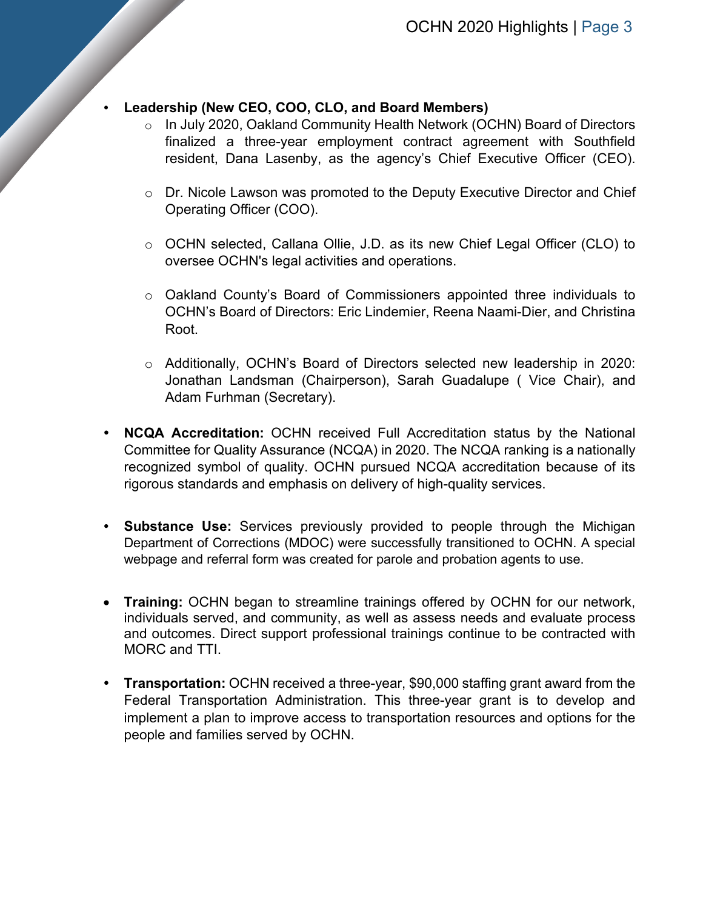- **Leadership (New CEO, COO, CLO, and Board Members)**
  - In July 2020, Oakland Community Health Network (OCHN) Board of Directors finalized a three-year employment contract agreement with Southfield resident, Dana Lasenby, as the agency's Chief Executive Officer (CEO).
  - Dr. Nicole Lawson was promoted to the Deputy Executive Director and Chief Operating Officer (COO).
  - OCHN selected, Callana Ollie, J.D. as its new Chief Legal Officer (CLO) to oversee OCHN's legal activities and operations.
  - Oakland County's Board of Commissioners appointed three individuals to OCHN's Board of Directors: Eric Lindemier, Reena Naami-Dier, and Christina Root.
  - Additionally, OCHN's Board of Directors selected new leadership in 2020: Jonathan Landsman (Chairperson), Sarah Guadalupe ( Vice Chair), and Adam Furhman (Secretary).

- **NCQA Accreditation:** OCHN received Full Accreditation status by the National Committee for Quality Assurance (NCQA) in 2020. The NCQA ranking is a nationally recognized symbol of quality. OCHN pursued NCQA accreditation because of its rigorous standards and emphasis on delivery of high-quality services.

- **Substance Use:** Services previously provided to people through the Michigan Department of Corrections (MDOC) were successfully transitioned to OCHN. A special webpage and referral form was created for parole and probation agents to use.

- **Training:** OCHN began to streamline trainings offered by OCHN for our network, individuals served, and community, as well as assess needs and evaluate process and outcomes. Direct support professional trainings continue to be contracted with MORC and TTI.

- **Transportation:** OCHN received a three-year, $90,000 staffing grant award from the Federal Transportation Administration. This three-year grant is to develop and implement a plan to improve access to transportation resources and options for the people and families served by OCHN.